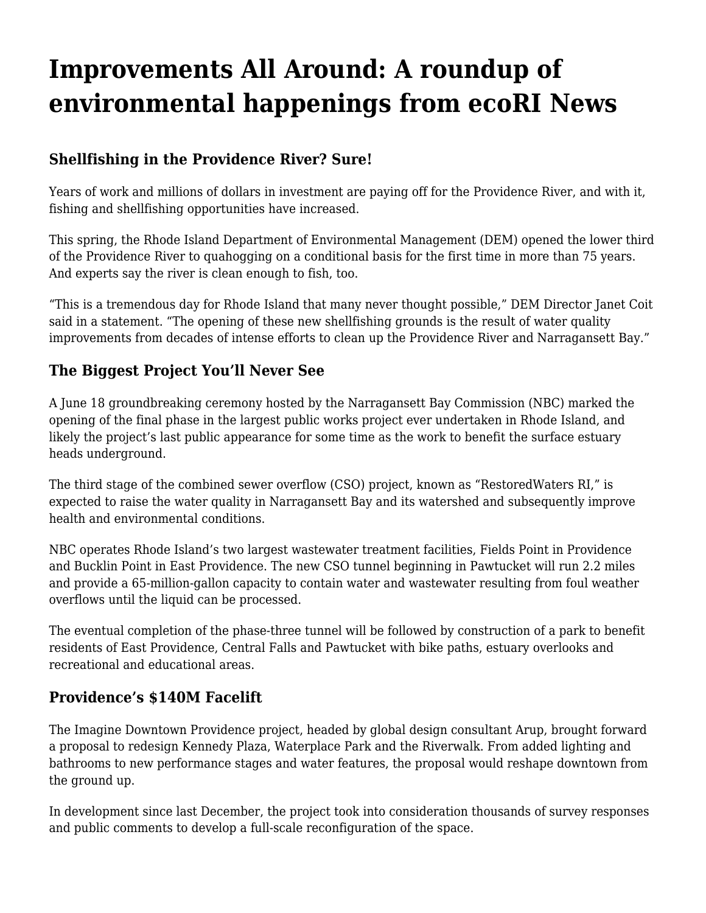# Improvements All Around: A roundup of environmental happenings from ecoRI News

## Shellfishing in the Providence River? Sure!

Years of work and millions of dollars in investment are paying off for the Providence River, and with it, fishing and shellfishing opportunities have increased.

This spring, the Rhode Island Department of Environmental Management (DEM) opened the lower third of the Providence River to quahogging on a conditional basis for the first time in more than 75 years. And experts say the river is clean enough to fish, too.

"This is a tremendous day for Rhode Island that many never thought possible," DEM Director Janet Coit said in a statement. "The opening of these new shellfishing grounds is the result of water quality improvements from decades of intense efforts to clean up the Providence River and Narragansett Bay."

## The Biggest Project You'll Never See

A June 18 groundbreaking ceremony hosted by the Narragansett Bay Commission (NBC) marked the opening of the final phase in the largest public works project ever undertaken in Rhode Island, and likely the project's last public appearance for some time as the work to benefit the surface estuary heads underground.

The third stage of the combined sewer overflow (CSO) project, known as "RestoredWaters RI," is expected to raise the water quality in Narragansett Bay and its watershed and subsequently improve health and environmental conditions.

NBC operates Rhode Island's two largest wastewater treatment facilities, Fields Point in Providence and Bucklin Point in East Providence. The new CSO tunnel beginning in Pawtucket will run 2.2 miles and provide a 65-million-gallon capacity to contain water and wastewater resulting from foul weather overflows until the liquid can be processed.

The eventual completion of the phase-three tunnel will be followed by construction of a park to benefit residents of East Providence, Central Falls and Pawtucket with bike paths, estuary overlooks and recreational and educational areas.

## Providence's $140M Facelift

The Imagine Downtown Providence project, headed by global design consultant Arup, brought forward a proposal to redesign Kennedy Plaza, Waterplace Park and the Riverwalk. From added lighting and bathrooms to new performance stages and water features, the proposal would reshape downtown from the ground up.

In development since last December, the project took into consideration thousands of survey responses and public comments to develop a full-scale reconfiguration of the space.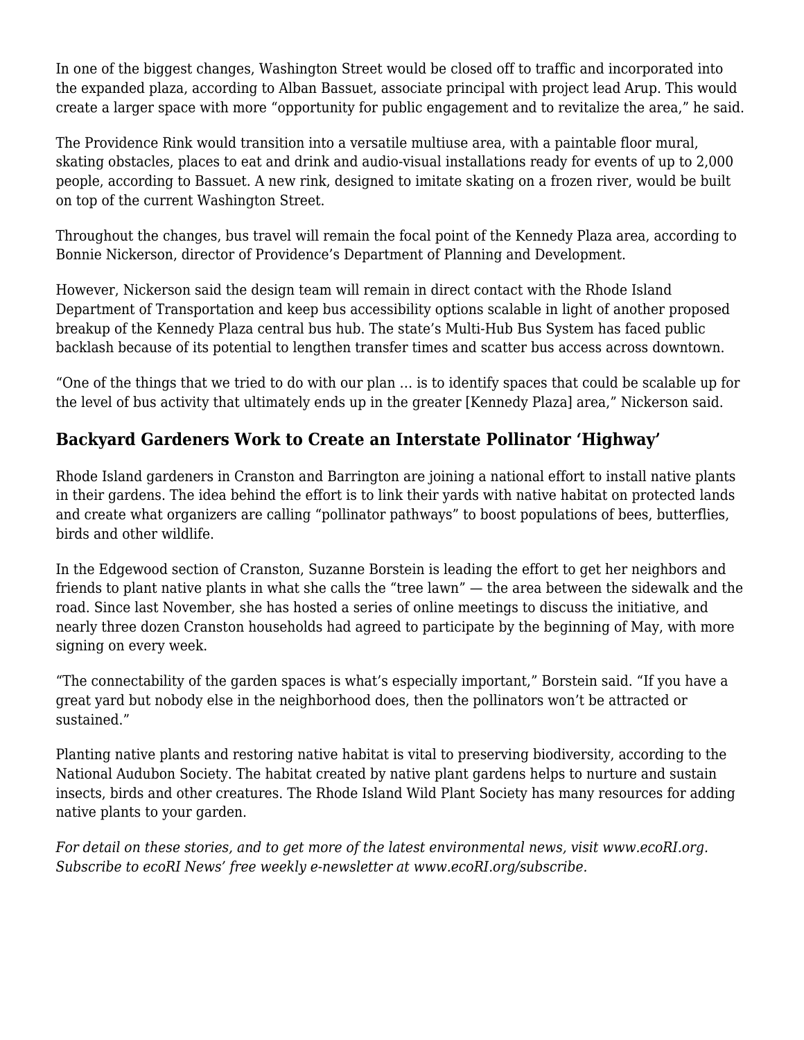In one of the biggest changes, Washington Street would be closed off to traffic and incorporated into the expanded plaza, according to Alban Bassuet, associate principal with project lead Arup. This would create a larger space with more "opportunity for public engagement and to revitalize the area," he said.

The Providence Rink would transition into a versatile multiuse area, with a paintable floor mural, skating obstacles, places to eat and drink and audio-visual installations ready for events of up to 2,000 people, according to Bassuet. A new rink, designed to imitate skating on a frozen river, would be built on top of the current Washington Street.

Throughout the changes, bus travel will remain the focal point of the Kennedy Plaza area, according to Bonnie Nickerson, director of Providence's Department of Planning and Development.

However, Nickerson said the design team will remain in direct contact with the Rhode Island Department of Transportation and keep bus accessibility options scalable in light of another proposed breakup of the Kennedy Plaza central bus hub. The state's Multi-Hub Bus System has faced public backlash because of its potential to lengthen transfer times and scatter bus access across downtown.

"One of the things that we tried to do with our plan … is to identify spaces that could be scalable up for the level of bus activity that ultimately ends up in the greater [Kennedy Plaza] area," Nickerson said.

## Backyard Gardeners Work to Create an Interstate Pollinator 'Highway'

Rhode Island gardeners in Cranston and Barrington are joining a national effort to install native plants in their gardens. The idea behind the effort is to link their yards with native habitat on protected lands and create what organizers are calling "pollinator pathways" to boost populations of bees, butterflies, birds and other wildlife.

In the Edgewood section of Cranston, Suzanne Borstein is leading the effort to get her neighbors and friends to plant native plants in what she calls the "tree lawn" — the area between the sidewalk and the road. Since last November, she has hosted a series of online meetings to discuss the initiative, and nearly three dozen Cranston households had agreed to participate by the beginning of May, with more signing on every week.

"The connectability of the garden spaces is what's especially important," Borstein said. "If you have a great yard but nobody else in the neighborhood does, then the pollinators won't be attracted or sustained."

Planting native plants and restoring native habitat is vital to preserving biodiversity, according to the National Audubon Society. The habitat created by native plant gardens helps to nurture and sustain insects, birds and other creatures. The Rhode Island Wild Plant Society has many resources for adding native plants to your garden.

*For detail on these stories, and to get more of the latest environmental news, visit www.ecoRI.org. Subscribe to ecoRI News' free weekly e-newsletter at www.ecoRI.org/subscribe.*